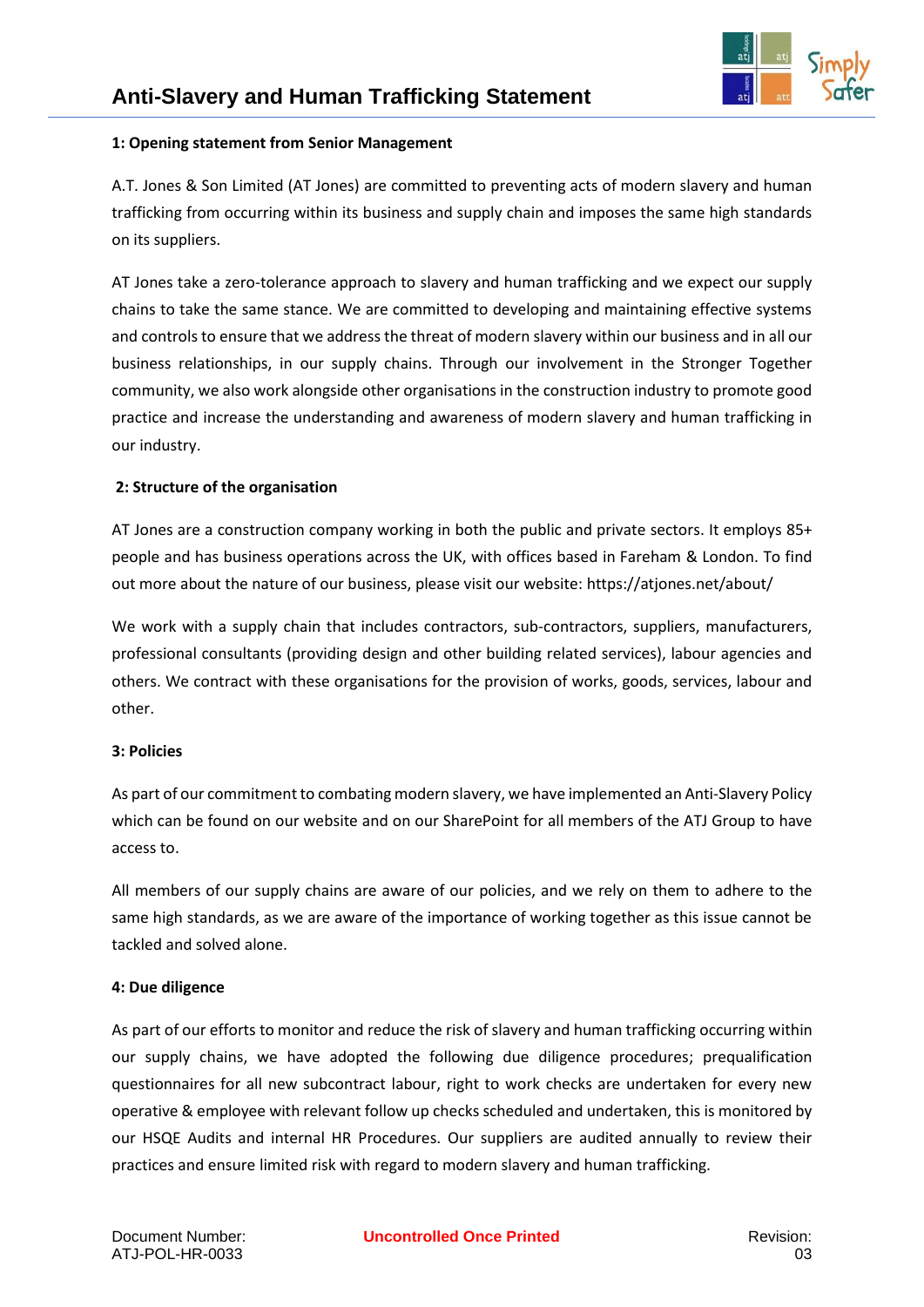# Anti-Slavery and Human Trafficking Statement

**1: Opening statement from Senior Management**

A.T. Jones & Son Limited (AT Jones) are committed to preventing acts of modern slavery and human trafficking from occurring within its business and supply chain and imposes the same high standards on its suppliers.

AT Jones take a zero-tolerance approach to slavery and human trafficking and we expect our supply chains to take the same stance. We are committed to developing and maintaining effective systems and controls to ensure that we address the threat of modern slavery within our business and in all our business relationships, in our supply chains. Through our involvement in the Stronger Together community, we also work alongside other organisations in the construction industry to promote good practice and increase the understanding and awareness of modern slavery and human trafficking in our industry.

**2: Structure of the organisation**

AT Jones are a construction company working in both the public and private sectors. It employs 85+ people and has business operations across the UK, with offices based in Fareham & London. To find out more about the nature of our business, please visit our website: https://atjones.net/about/

We work with a supply chain that includes contractors, sub-contractors, suppliers, manufacturers, professional consultants (providing design and other building related services), labour agencies and others. We contract with these organisations for the provision of works, goods, services, labour and other.

**3: Policies**

As part of our commitment to combating modern slavery, we have implemented an Anti-Slavery Policy which can be found on our website and on our SharePoint for all members of the ATJ Group to have access to.

All members of our supply chains are aware of our policies, and we rely on them to adhere to the same high standards, as we are aware of the importance of working together as this issue cannot be tackled and solved alone.

**4: Due diligence**

As part of our efforts to monitor and reduce the risk of slavery and human trafficking occurring within our supply chains, we have adopted the following due diligence procedures; prequalification questionnaires for all new subcontract labour, right to work checks are undertaken for every new operative & employee with relevant follow up checks scheduled and undertaken, this is monitored by our HSQE Audits and internal HR Procedures. Our suppliers are audited annually to review their practices and ensure limited risk with regard to modern slavery and human trafficking.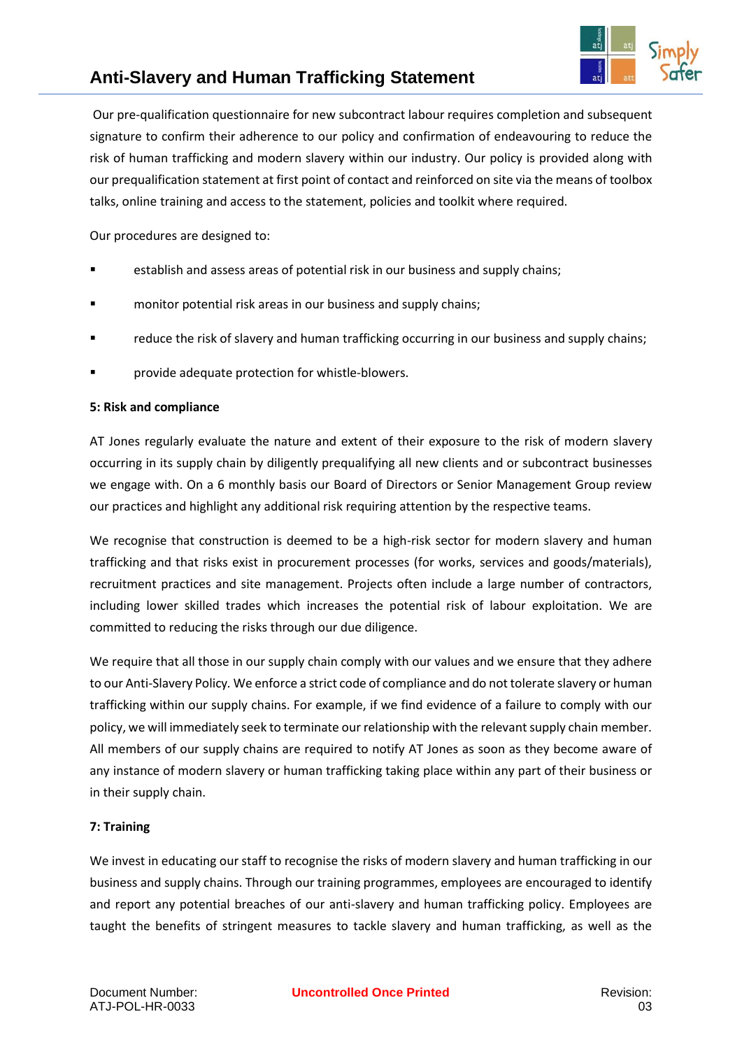Our pre-qualification questionnaire for new subcontract labour requires completion and subsequent signature to confirm their adherence to our policy and confirmation of endeavouring to reduce the risk of human trafficking and modern slavery within our industry. Our policy is provided along with our prequalification statement at first point of contact and reinforced on site via the means of toolbox talks, online training and access to the statement, policies and toolkit where required.

Our procedures are designed to:

- establish and assess areas of potential risk in our business and supply chains;
- monitor potential risk areas in our business and supply chains;
- reduce the risk of slavery and human trafficking occurring in our business and supply chains;
- provide adequate protection for whistle-blowers.

**5: Risk and compliance**

AT Jones regularly evaluate the nature and extent of their exposure to the risk of modern slavery occurring in its supply chain by diligently prequalifying all new clients and or subcontract businesses we engage with. On a 6 monthly basis our Board of Directors or Senior Management Group review our practices and highlight any additional risk requiring attention by the respective teams.

We recognise that construction is deemed to be a high-risk sector for modern slavery and human trafficking and that risks exist in procurement processes (for works, services and goods/materials), recruitment practices and site management. Projects often include a large number of contractors, including lower skilled trades which increases the potential risk of labour exploitation. We are committed to reducing the risks through our due diligence.

We require that all those in our supply chain comply with our values and we ensure that they adhere to our Anti-Slavery Policy. We enforce a strict code of compliance and do not tolerate slavery or human trafficking within our supply chains. For example, if we find evidence of a failure to comply with our policy, we will immediately seek to terminate our relationship with the relevant supply chain member. All members of our supply chains are required to notify AT Jones as soon as they become aware of any instance of modern slavery or human trafficking taking place within any part of their business or in their supply chain.

**7: Training**

We invest in educating our staff to recognise the risks of modern slavery and human trafficking in our business and supply chains. Through our training programmes, employees are encouraged to identify and report any potential breaches of our anti-slavery and human trafficking policy. Employees are taught the benefits of stringent measures to tackle slavery and human trafficking, as well as the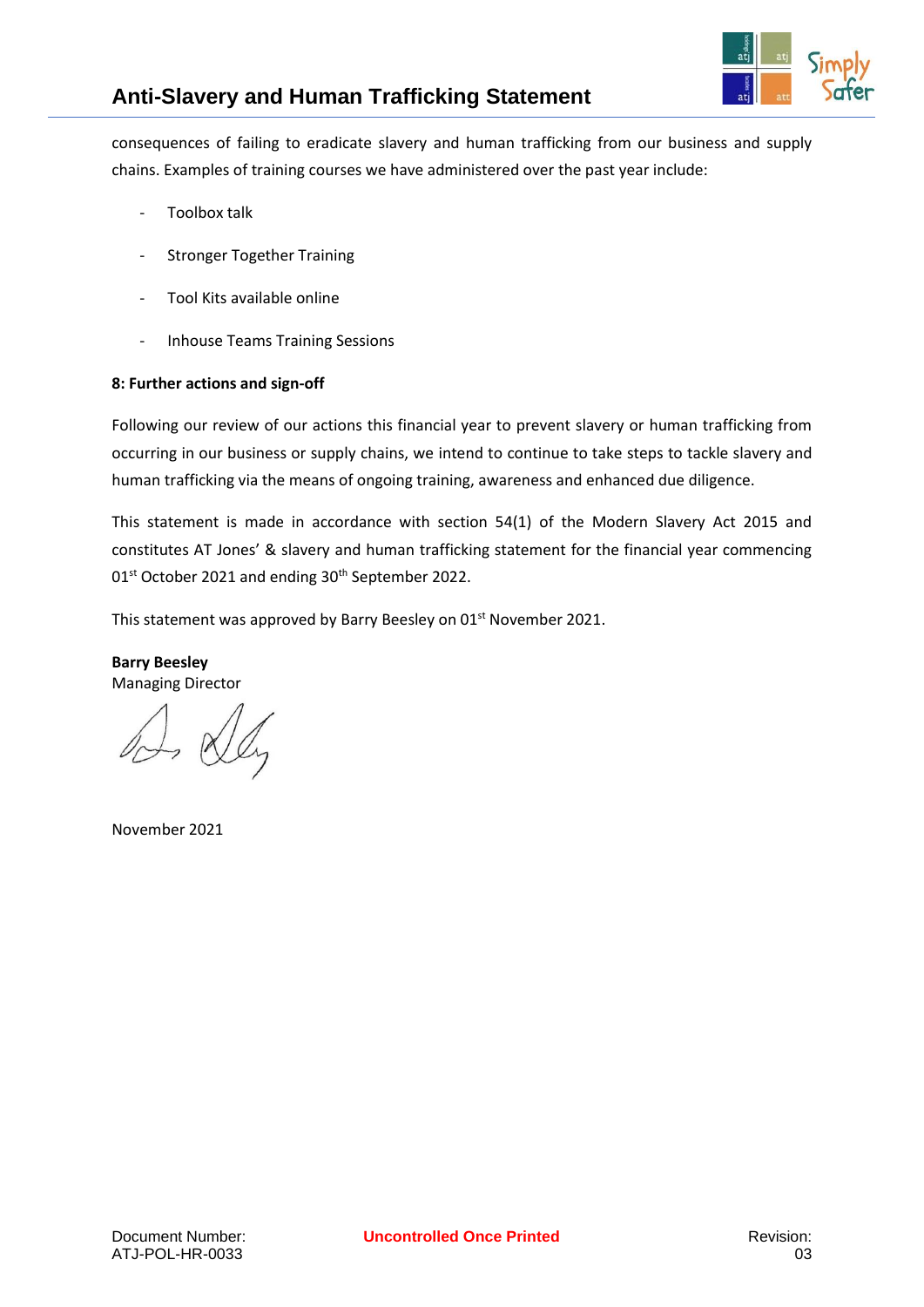consequences of failing to eradicate slavery and human trafficking from our business and supply chains. Examples of training courses we have administered over the past year include:

- Toolbox talk
- Stronger Together Training
- Tool Kits available online
- Inhouse Teams Training Sessions

**8: Further actions and sign-off**

Following our review of our actions this financial year to prevent slavery or human trafficking from occurring in our business or supply chains, we intend to continue to take steps to tackle slavery and human trafficking via the means of ongoing training, awareness and enhanced due diligence.

This statement is made in accordance with section 54(1) of the Modern Slavery Act 2015 and constitutes AT Jones' & slavery and human trafficking statement for the financial year commencing 01st October 2021 and ending 30th September 2022.

This statement was approved by Barry Beesley on 01st November 2021.

**Barry Beesley**
Managing Director

November 2021